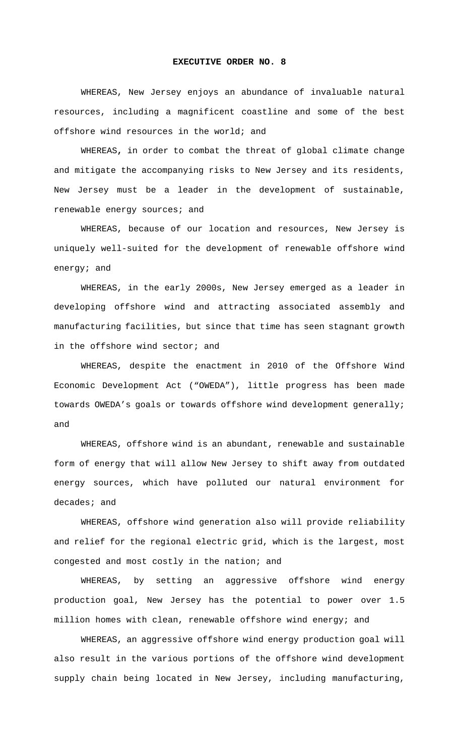**EXECUTIVE ORDER NO. 8**

WHEREAS, New Jersey enjoys an abundance of invaluable natural resources, including a magnificent coastline and some of the best offshore wind resources in the world; and

WHEREAS, in order to combat the threat of global climate change and mitigate the accompanying risks to New Jersey and its residents, New Jersey must be a leader in the development of sustainable, renewable energy sources; and

WHEREAS, because of our location and resources, New Jersey is uniquely well-suited for the development of renewable offshore wind energy; and

WHEREAS, in the early 2000s, New Jersey emerged as a leader in developing offshore wind and attracting associated assembly and manufacturing facilities, but since that time has seen stagnant growth in the offshore wind sector; and

WHEREAS, despite the enactment in 2010 of the Offshore Wind Economic Development Act ("OWEDA"), little progress has been made towards OWEDA's goals or towards offshore wind development generally; and

WHEREAS, offshore wind is an abundant, renewable and sustainable form of energy that will allow New Jersey to shift away from outdated energy sources, which have polluted our natural environment for decades; and

WHEREAS, offshore wind generation also will provide reliability and relief for the regional electric grid, which is the largest, most congested and most costly in the nation; and

WHEREAS, by setting an aggressive offshore wind energy production goal, New Jersey has the potential to power over 1.5 million homes with clean, renewable offshore wind energy; and

WHEREAS, an aggressive offshore wind energy production goal will also result in the various portions of the offshore wind development supply chain being located in New Jersey, including manufacturing,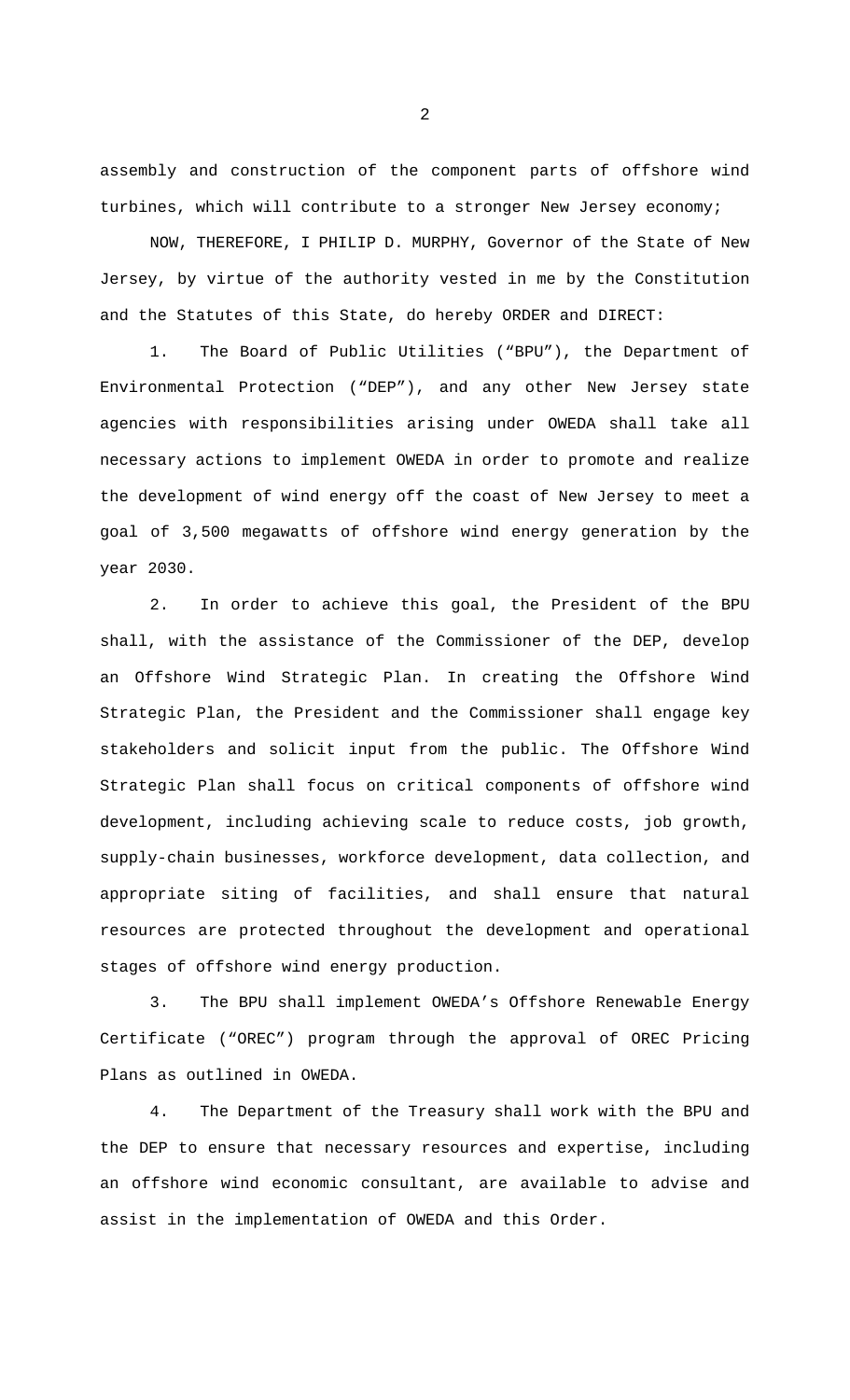assembly and construction of the component parts of offshore wind turbines, which will contribute to a stronger New Jersey economy;

NOW, THEREFORE, I PHILIP D. MURPHY, Governor of the State of New Jersey, by virtue of the authority vested in me by the Constitution and the Statutes of this State, do hereby ORDER and DIRECT:

1. The Board of Public Utilities ("BPU"), the Department of Environmental Protection ("DEP"), and any other New Jersey state agencies with responsibilities arising under OWEDA shall take all necessary actions to implement OWEDA in order to promote and realize the development of wind energy off the coast of New Jersey to meet a goal of 3,500 megawatts of offshore wind energy generation by the year 2030.

2. In order to achieve this goal, the President of the BPU shall, with the assistance of the Commissioner of the DEP, develop an Offshore Wind Strategic Plan. In creating the Offshore Wind Strategic Plan, the President and the Commissioner shall engage key stakeholders and solicit input from the public. The Offshore Wind Strategic Plan shall focus on critical components of offshore wind development, including achieving scale to reduce costs, job growth, supply-chain businesses, workforce development, data collection, and appropriate siting of facilities, and shall ensure that natural resources are protected throughout the development and operational stages of offshore wind energy production.

3. The BPU shall implement OWEDA's Offshore Renewable Energy Certificate ("OREC") program through the approval of OREC Pricing Plans as outlined in OWEDA.

4. The Department of the Treasury shall work with the BPU and the DEP to ensure that necessary resources and expertise, including an offshore wind economic consultant, are available to advise and assist in the implementation of OWEDA and this Order.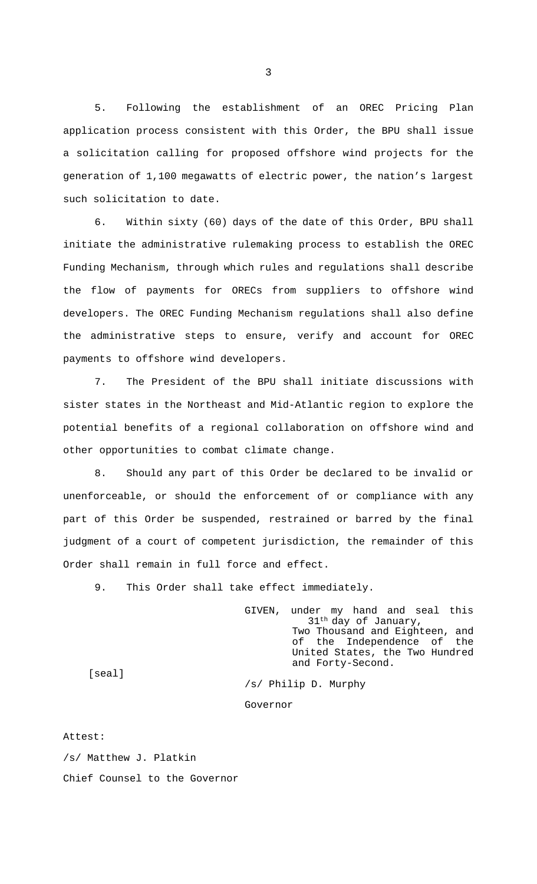5. Following the establishment of an OREC Pricing Plan application process consistent with this Order, the BPU shall issue a solicitation calling for proposed offshore wind projects for the generation of 1,100 megawatts of electric power, the nation's largest such solicitation to date.

6. Within sixty (60) days of the date of this Order, BPU shall initiate the administrative rulemaking process to establish the OREC Funding Mechanism, through which rules and regulations shall describe the flow of payments for ORECs from suppliers to offshore wind developers. The OREC Funding Mechanism regulations shall also define the administrative steps to ensure, verify and account for OREC payments to offshore wind developers.

7. The President of the BPU shall initiate discussions with sister states in the Northeast and Mid-Atlantic region to explore the potential benefits of a regional collaboration on offshore wind and other opportunities to combat climate change.

8. Should any part of this Order be declared to be invalid or unenforceable, or should the enforcement of or compliance with any part of this Order be suspended, restrained or barred by the final judgment of a court of competent jurisdiction, the remainder of this Order shall remain in full force and effect.

9. This Order shall take effect immediately.

GIVEN, under my hand and seal this 31st day of January, Two Thousand and Eighteen, and of the Independence of the United States, the Two Hundred and Forty-Second.

[seal]

/s/ Philip D. Murphy

Governor

Attest:

/s/ Matthew J. Platkin

Chief Counsel to the Governor